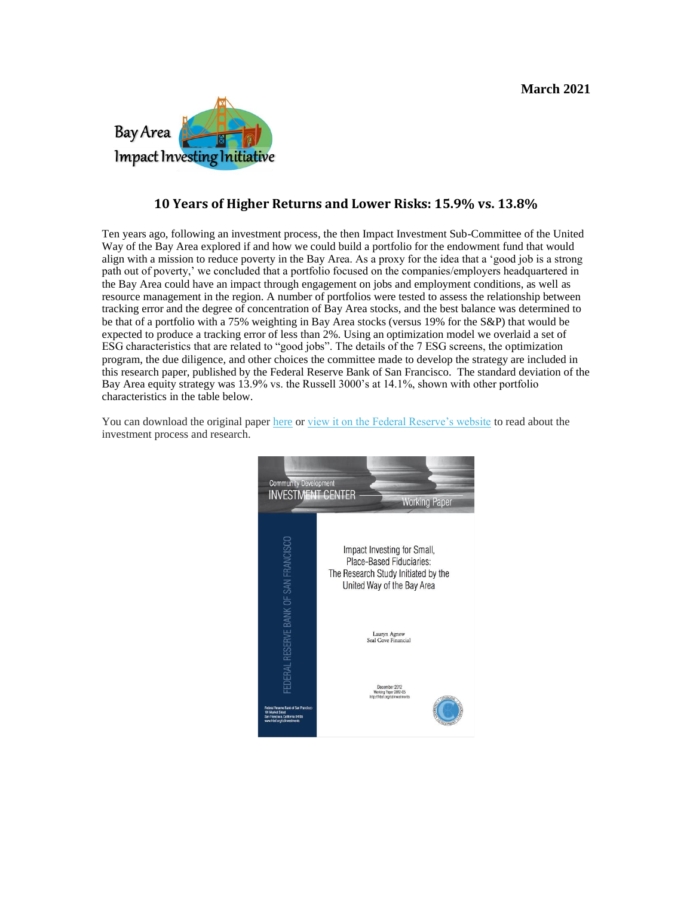March 2021

Bay Area Impact Investing Initiative

## 10 Years of Higher Returns and Lower Risks: 15.9% vs. 13.8%

Ten years ago, following an investment process, the then Impact Investment Sub-Committee of the United Way of the Bay Area explored if and how we could build a portfolio for the endowment fund that would align with a mission to reduce poverty in the Bay Area. As a proxy for the idea that a 'good job is a strong path out of poverty,' we concluded that a portfolio focused on the companies/employers headquartered in the Bay Area could have an impact through engagement on jobs and employment conditions, as well as resource management in the region. A number of portfolios were tested to assess the relationship between tracking error and the degree of concentration of Bay Area stocks, and the best balance was determined to be that of a portfolio with a 75% weighting in Bay Area stocks (versus 19% for the S&P) that would be expected to produce a tracking error of less than 2%. Using an optimization model we overlaid a set of ESG characteristics that are related to "good jobs". The details of the 7 ESG screens, the optimization program, the due diligence, and other choices the committee made to develop the strategy are included in this research paper, published by the Federal Reserve Bank of San Francisco. The standard deviation of the Bay Area equity strategy was 13.9% vs. the Russell 3000's at 14.1%, shown with other portfolio characteristics in the table below.

You can download the original paper [here] or [view it on the Federal Reserve's website] to read about the investment process and research.

Community Development INVESTMENT CENTER — Working Paper

Impact Investing for Small, Place-Based Fiduciaries: The Research Study Initiated by the United Way of the Bay Area

Lauryn Agnew
Seal Cove Financial

December 2012
Working Paper 2012-05
http://frbsf.org/cdinvestments

FEDERAL RESERVE BANK OF SAN FRANCISCO

Federal Reserve Bank of San Francisco
101 Market Street
San Francisco, California 94105
www.frbsf.org/cdinvestments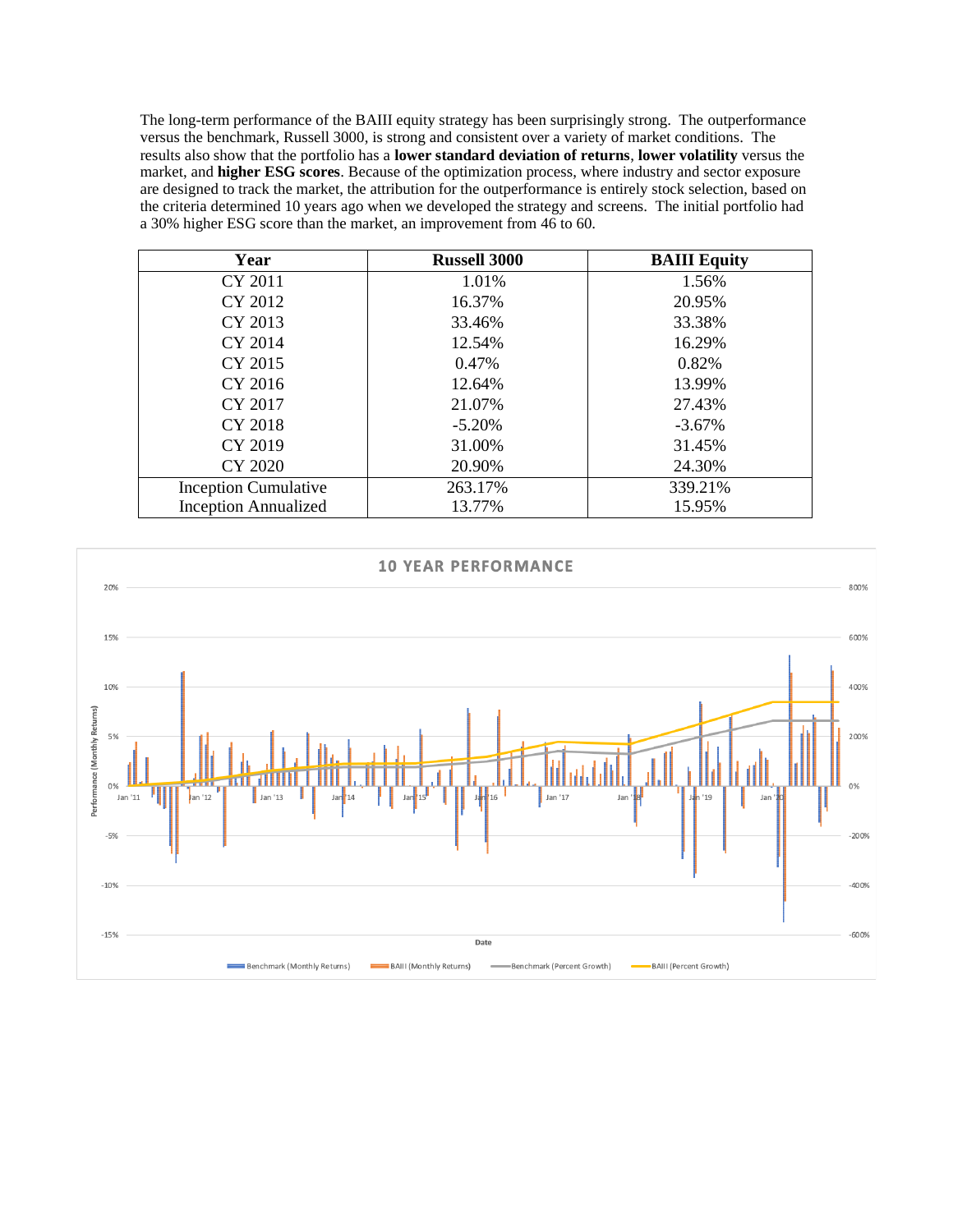The long-term performance of the BAIII equity strategy has been surprisingly strong. The outperformance versus the benchmark, Russell 3000, is strong and consistent over a variety of market conditions. The results also show that the portfolio has a **lower standard deviation of returns**, **lower volatility** versus the market, and **higher ESG scores**. Because of the optimization process, where industry and sector exposure are designed to track the market, the attribution for the outperformance is entirely stock selection, based on the criteria determined 10 years ago when we developed the strategy and screens. The initial portfolio had a 30% higher ESG score than the market, an improvement from 46 to 60.

| Year | Russell 3000 | BAIII Equity |
|---|---|---|
| CY 2011 | 1.01% | 1.56% |
| CY 2012 | 16.37% | 20.95% |
| CY 2013 | 33.46% | 33.38% |
| CY 2014 | 12.54% | 16.29% |
| CY 2015 | 0.47% | 0.82% |
| CY 2016 | 12.64% | 13.99% |
| CY 2017 | 21.07% | 27.43% |
| CY 2018 | -5.20% | -3.67% |
| CY 2019 | 31.00% | 31.45% |
| CY 2020 | 20.90% | 24.30% |
| Inception Cumulative | 263.17% | 339.21% |
| Inception Annualized | 13.77% | 15.95% |

**10 YEAR PERFORMANCE**

Performance (Monthly Returns): 20%, 15%, 10%, 5%, 0%, -5%, -10%, -15%

Percent Growth: 800%, 600%, 400%, 200%, 0%, -200%, -400%, -600%

Date: Jan '11, Jan '12, Jan '13, Jan '14, Jan '15, Jan '16, Jan '17, Jan '18, Jan '19, Jan '20

Benchmark (Monthly Returns) | BAIII (Monthly Returns) | Benchmark (Percent Growth) | BAIII (Percent Growth)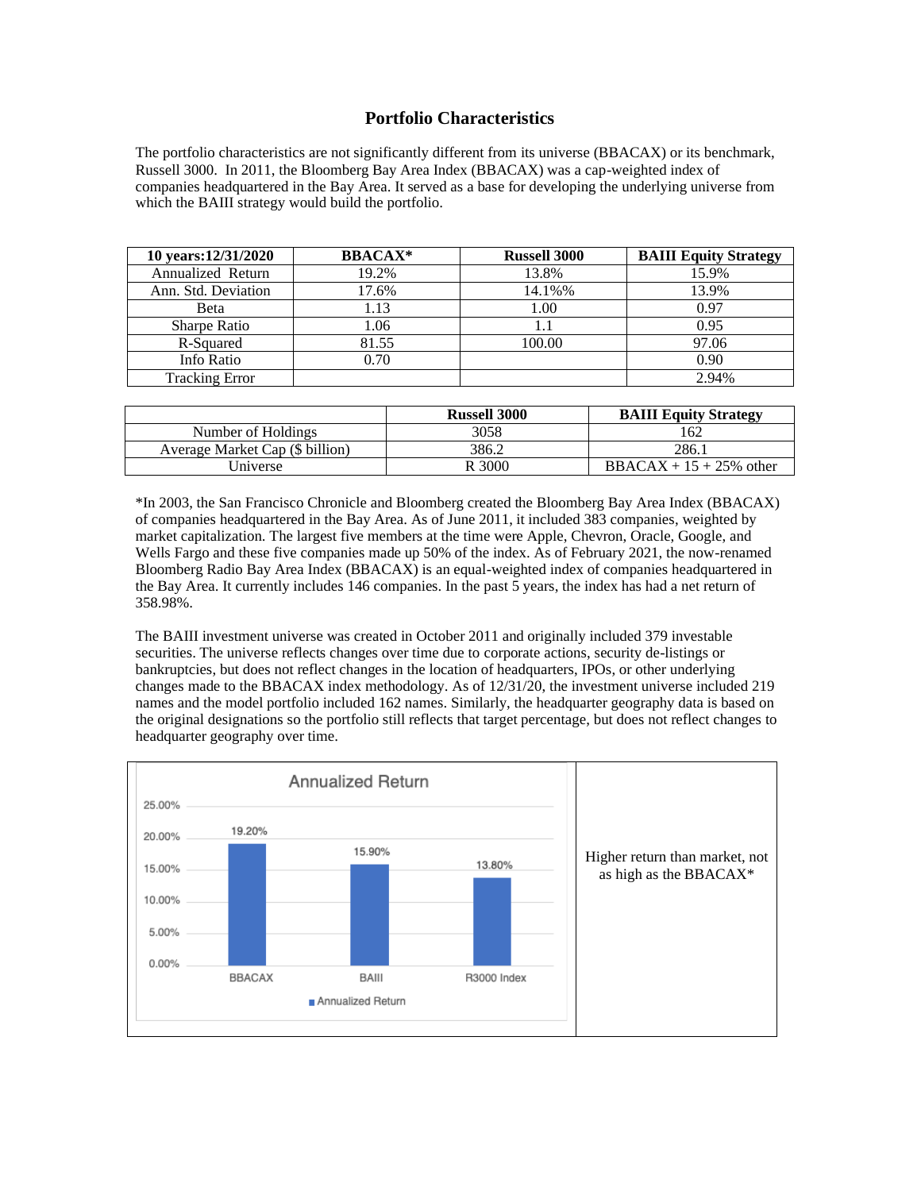## Portfolio Characteristics

The portfolio characteristics are not significantly different from its universe (BBACAX) or its benchmark, Russell 3000. In 2011, the Bloomberg Bay Area Index (BBACAX) was a cap-weighted index of companies headquartered in the Bay Area. It served as a base for developing the underlying universe from which the BAIII strategy would build the portfolio.

| 10 years:12/31/2020 | BBACAX* | Russell 3000 | BAIII Equity Strategy |
|---|---|---|---|
| Annualized Return | 19.2% | 13.8% | 15.9% |
| Ann. Std. Deviation | 17.6% | 14.1%% | 13.9% |
| Beta | 1.13 | 1.00 | 0.97 |
| Sharpe Ratio | 1.06 | 1.1 | 0.95 |
| R-Squared | 81.55 | 100.00 | 97.06 |
| Info Ratio | 0.70 | | 0.90 |
| Tracking Error | | | 2.94% |

| | Russell 3000 | BAIII Equity Strategy |
|---|---|---|
| Number of Holdings | 3058 | 162 |
| Average Market Cap ($ billion) | 386.2 | 286.1 |
| Universe | R 3000 | BBACAX + 15 + 25% other |

*In 2003, the San Francisco Chronicle and Bloomberg created the Bloomberg Bay Area Index (BBACAX) of companies headquartered in the Bay Area. As of June 2011, it included 383 companies, weighted by market capitalization. The largest five members at the time were Apple, Chevron, Oracle, Google, and Wells Fargo and these five companies made up 50% of the index. As of February 2021, the now-renamed Bloomberg Radio Bay Area Index (BBACAX) is an equal-weighted index of companies headquartered in the Bay Area. It currently includes 146 companies. In the past 5 years, the index has had a net return of 358.98%.

The BAIII investment universe was created in October 2011 and originally included 379 investable securities. The universe reflects changes over time due to corporate actions, security de-listings or bankruptcies, but does not reflect changes in the location of headquarters, IPOs, or other underlying changes made to the BBACAX index methodology. As of 12/31/20, the investment universe included 219 names and the model portfolio included 162 names. Similarly, the headquarter geography data is based on the original designations so the portfolio still reflects that target percentage, but does not reflect changes to headquarter geography over time.

**Annualized Return**

| | BBACAX | BAIII | R3000 Index |
|---|---|---|---|
| Annualized Return | 19.20% | 15.90% | 13.80% |

Higher return than market, not as high as the BBACAX*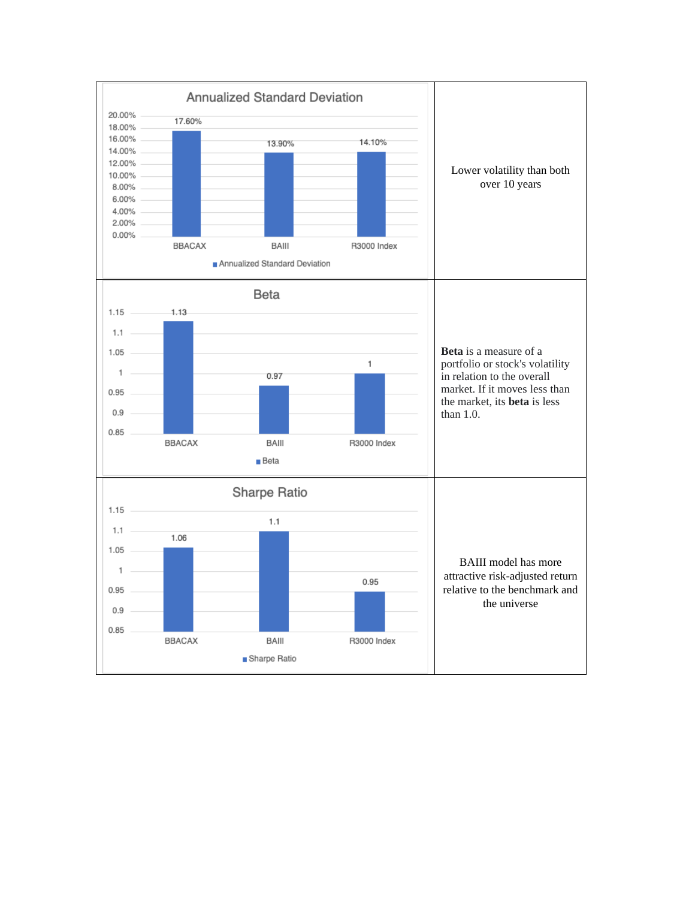| Chart | Commentary |
| --- | --- |
| **Annualized Standard Deviation**<br>BBACAX: 17.60%<br>BAIII: 13.90%<br>R3000 Index: 14.10% | Lower volatility than both over 10 years |
| **Beta**<br>BBACAX: 1.13<br>BAIII: 0.97<br>R3000 Index: 1 | **Beta** is a measure of a portfolio or stock's volatility in relation to the overall market. If it moves less than the market, its **beta** is less than 1.0. |
| **Sharpe Ratio**<br>BBACAX: 1.06<br>BAIII: 1.1<br>R3000 Index: 0.95 | BAIII model has more attractive risk-adjusted return relative to the benchmark and the universe |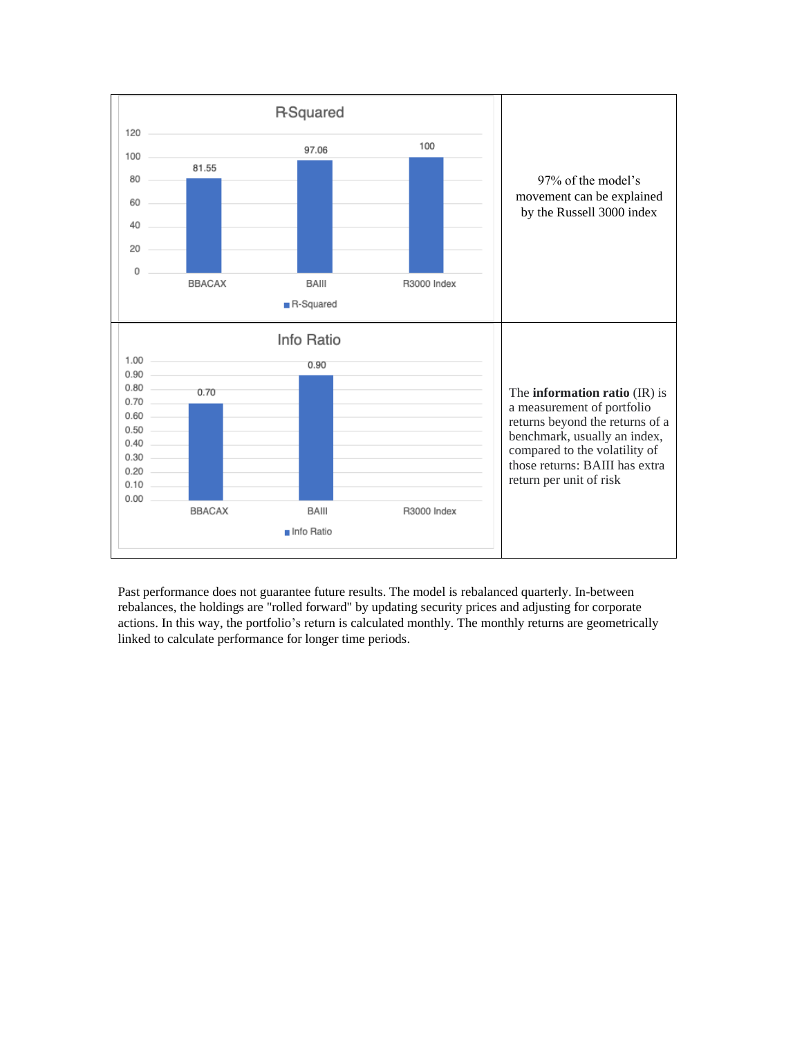| | |
|---|---|
| **R-Squared**<br><br>BBACAX: 81.55<br>BAIII: 97.06<br>R3000 Index: 100 | 97% of the model's movement can be explained by the Russell 3000 index |
| **Info Ratio**<br><br>BBACAX: 0.70<br>BAIII: 0.90<br>R3000 Index: | The **information ratio** (IR) is a measurement of portfolio returns beyond the returns of a benchmark, usually an index, compared to the volatility of those returns: BAIII has extra return per unit of risk |

Past performance does not guarantee future results. The model is rebalanced quarterly. In-between rebalances, the holdings are "rolled forward" by updating security prices and adjusting for corporate actions. In this way, the portfolio's return is calculated monthly. The monthly returns are geometrically linked to calculate performance for longer time periods.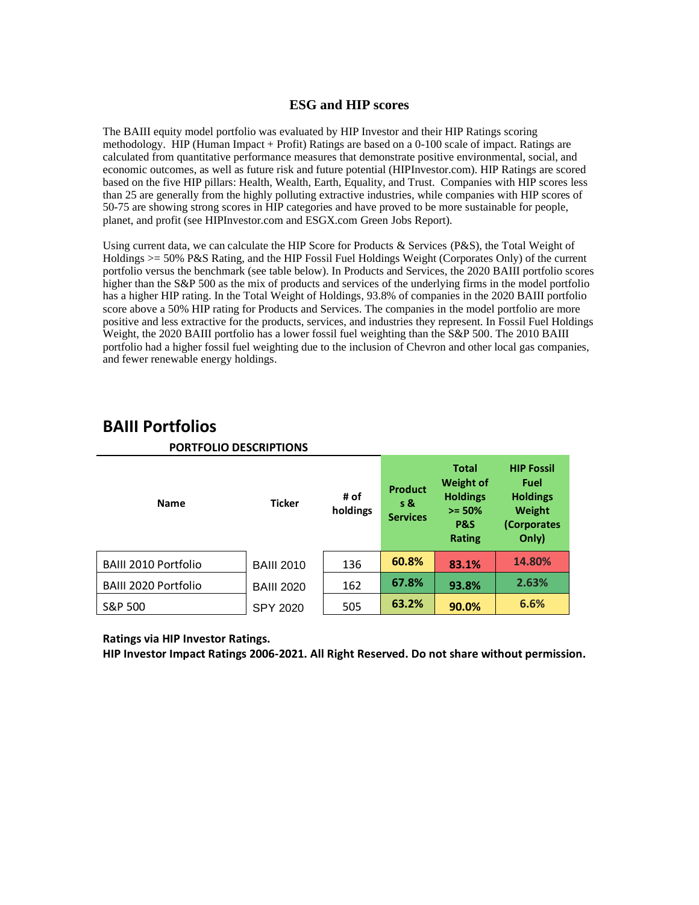## ESG and HIP scores

The BAIII equity model portfolio was evaluated by HIP Investor and their HIP Ratings scoring methodology. HIP (Human Impact + Profit) Ratings are based on a 0-100 scale of impact. Ratings are calculated from quantitative performance measures that demonstrate positive environmental, social, and economic outcomes, as well as future risk and future potential (HIPInvestor.com). HIP Ratings are scored based on the five HIP pillars: Health, Wealth, Earth, Equality, and Trust. Companies with HIP scores less than 25 are generally from the highly polluting extractive industries, while companies with HIP scores of 50-75 are showing strong scores in HIP categories and have proved to be more sustainable for people, planet, and profit (see HIPInvestor.com and ESGX.com Green Jobs Report).

Using current data, we can calculate the HIP Score for Products & Services (P&S), the Total Weight of Holdings >= 50% P&S Rating, and the HIP Fossil Fuel Holdings Weight (Corporates Only) of the current portfolio versus the benchmark (see table below). In Products and Services, the 2020 BAIII portfolio scores higher than the S&P 500 as the mix of products and services of the underlying firms in the model portfolio has a higher HIP rating. In the Total Weight of Holdings, 93.8% of companies in the 2020 BAIII portfolio score above a 50% HIP rating for Products and Services. The companies in the model portfolio are more positive and less extractive for the products, services, and industries they represent. In Fossil Fuel Holdings Weight, the 2020 BAIII portfolio has a lower fossil fuel weighting than the S&P 500. The 2010 BAIII portfolio had a higher fossil fuel weighting due to the inclusion of Chevron and other local gas companies, and fewer renewable energy holdings.

## BAIII Portfolios

**PORTFOLIO DESCRIPTIONS**

| Name | Ticker | # of holdings | Products & Services | Total Weight of Holdings >= 50% P&S Rating | HIP Fossil Fuel Holdings Weight (Corporates Only) |
|---|---|---|---|---|---|
| BAIII 2010 Portfolio | BAIII 2010 | 136 | 60.8% | 83.1% | 14.80% |
| BAIII 2020 Portfolio | BAIII 2020 | 162 | 67.8% | 93.8% | 2.63% |
| S&P 500 | SPY 2020 | 505 | 63.2% | 90.0% | 6.6% |

**Ratings via HIP Investor Ratings.**
**HIP Investor Impact Ratings 2006-2021. All Right Reserved. Do not share without permission.**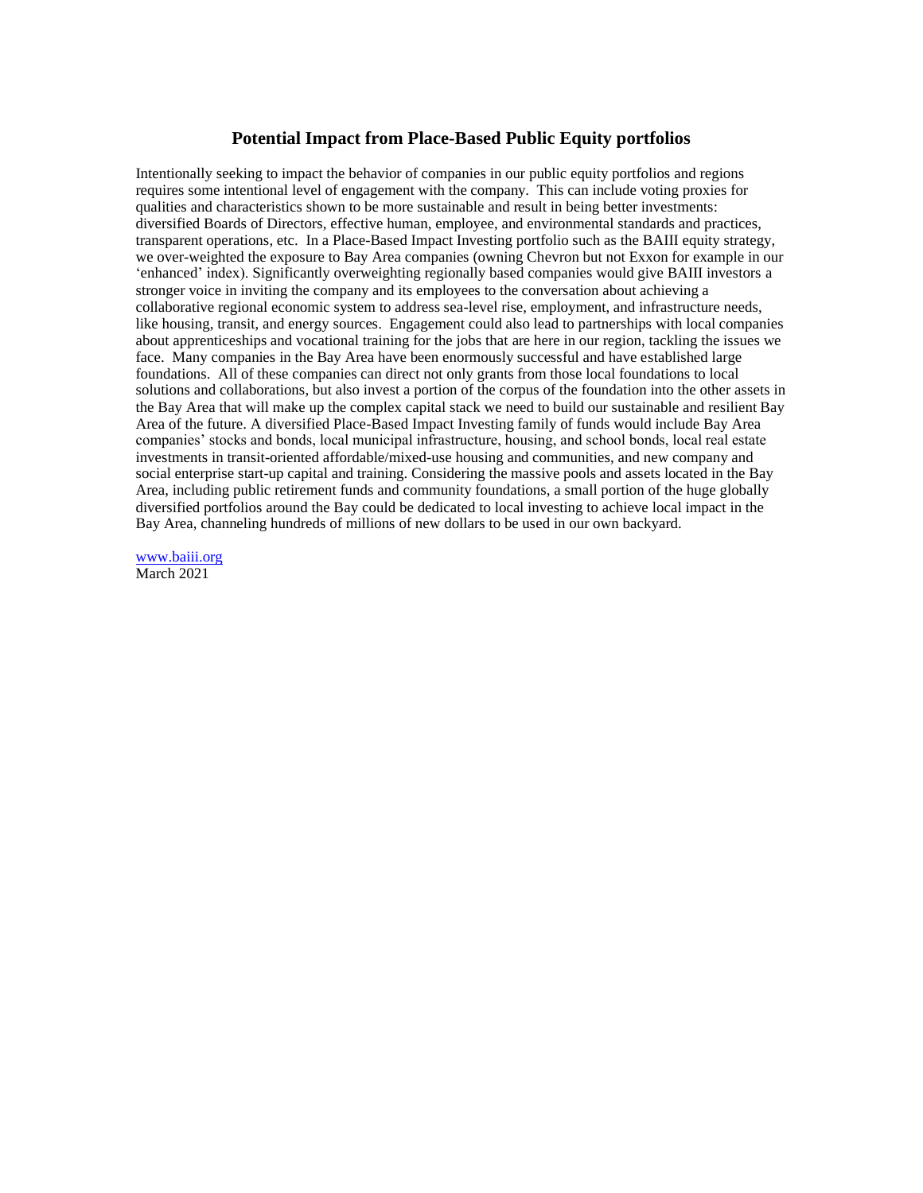## Potential Impact from Place-Based Public Equity portfolios

Intentionally seeking to impact the behavior of companies in our public equity portfolios and regions requires some intentional level of engagement with the company. This can include voting proxies for qualities and characteristics shown to be more sustainable and result in being better investments: diversified Boards of Directors, effective human, employee, and environmental standards and practices, transparent operations, etc. In a Place-Based Impact Investing portfolio such as the BAIII equity strategy, we over-weighted the exposure to Bay Area companies (owning Chevron but not Exxon for example in our 'enhanced' index). Significantly overweighting regionally based companies would give BAIII investors a stronger voice in inviting the company and its employees to the conversation about achieving a collaborative regional economic system to address sea-level rise, employment, and infrastructure needs, like housing, transit, and energy sources. Engagement could also lead to partnerships with local companies about apprenticeships and vocational training for the jobs that are here in our region, tackling the issues we face. Many companies in the Bay Area have been enormously successful and have established large foundations. All of these companies can direct not only grants from those local foundations to local solutions and collaborations, but also invest a portion of the corpus of the foundation into the other assets in the Bay Area that will make up the complex capital stack we need to build our sustainable and resilient Bay Area of the future. A diversified Place-Based Impact Investing family of funds would include Bay Area companies' stocks and bonds, local municipal infrastructure, housing, and school bonds, local real estate investments in transit-oriented affordable/mixed-use housing and communities, and new company and social enterprise start-up capital and training. Considering the massive pools and assets located in the Bay Area, including public retirement funds and community foundations, a small portion of the huge globally diversified portfolios around the Bay could be dedicated to local investing to achieve local impact in the Bay Area, channeling hundreds of millions of new dollars to be used in our own backyard.

[www.baiii.org](http://www.baiii.org)
March 2021